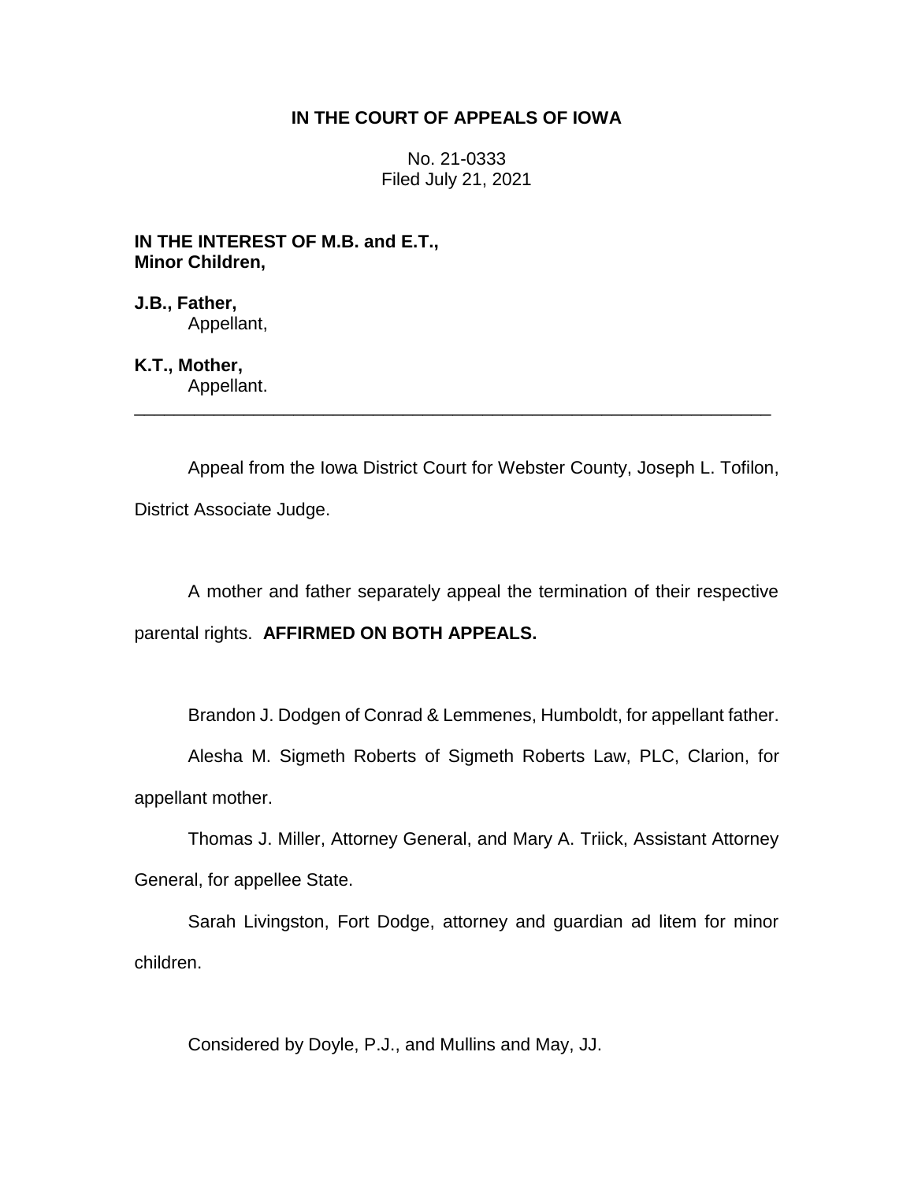**IN THE COURT OF APPEALS OF IOWA**

No. 21-0333
Filed July 21, 2021

**IN THE INTEREST OF M.B. and E.T., Minor Children,**

**J.B., Father,**
Appellant,

**K.T., Mother,**
Appellant.

---

Appeal from the Iowa District Court for Webster County, Joseph L. Tofilon, District Associate Judge.

A mother and father separately appeal the termination of their respective parental rights. **AFFIRMED ON BOTH APPEALS.**

Brandon J. Dodgen of Conrad & Lemmenes, Humboldt, for appellant father.

Alesha M. Sigmeth Roberts of Sigmeth Roberts Law, PLC, Clarion, for appellant mother.

Thomas J. Miller, Attorney General, and Mary A. Triick, Assistant Attorney General, for appellee State.

Sarah Livingston, Fort Dodge, attorney and guardian ad litem for minor children.

Considered by Doyle, P.J., and Mullins and May, JJ.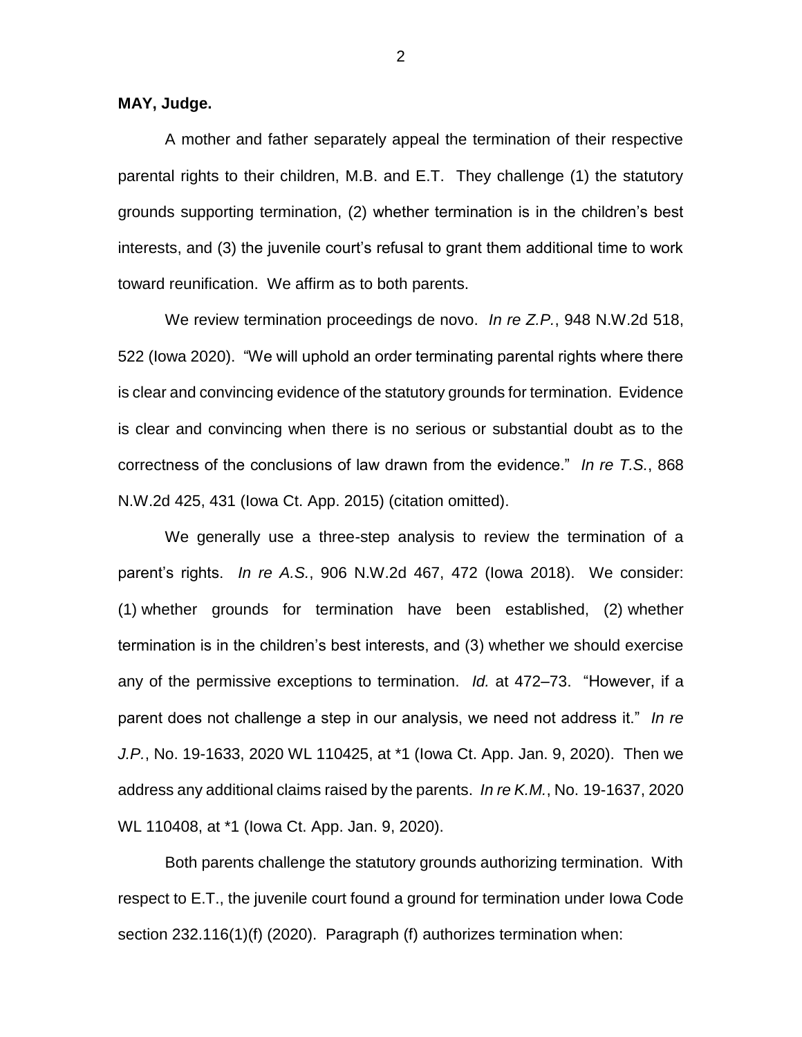**MAY, Judge.**

A mother and father separately appeal the termination of their respective parental rights to their children, M.B. and E.T. They challenge (1) the statutory grounds supporting termination, (2) whether termination is in the children's best interests, and (3) the juvenile court's refusal to grant them additional time to work toward reunification. We affirm as to both parents.

We review termination proceedings de novo. *In re Z.P.*, 948 N.W.2d 518, 522 (Iowa 2020). "We will uphold an order terminating parental rights where there is clear and convincing evidence of the statutory grounds for termination. Evidence is clear and convincing when there is no serious or substantial doubt as to the correctness of the conclusions of law drawn from the evidence." *In re T.S.*, 868 N.W.2d 425, 431 (Iowa Ct. App. 2015) (citation omitted).

We generally use a three-step analysis to review the termination of a parent's rights. *In re A.S.*, 906 N.W.2d 467, 472 (Iowa 2018). We consider: (1) whether grounds for termination have been established, (2) whether termination is in the children's best interests, and (3) whether we should exercise any of the permissive exceptions to termination. *Id.* at 472–73. "However, if a parent does not challenge a step in our analysis, we need not address it." *In re J.P.*, No. 19-1633, 2020 WL 110425, at *1 (Iowa Ct. App. Jan. 9, 2020). Then we address any additional claims raised by the parents. *In re K.M.*, No. 19-1637, 2020 WL 110408, at *1 (Iowa Ct. App. Jan. 9, 2020).

Both parents challenge the statutory grounds authorizing termination. With respect to E.T., the juvenile court found a ground for termination under Iowa Code section 232.116(1)(f) (2020). Paragraph (f) authorizes termination when: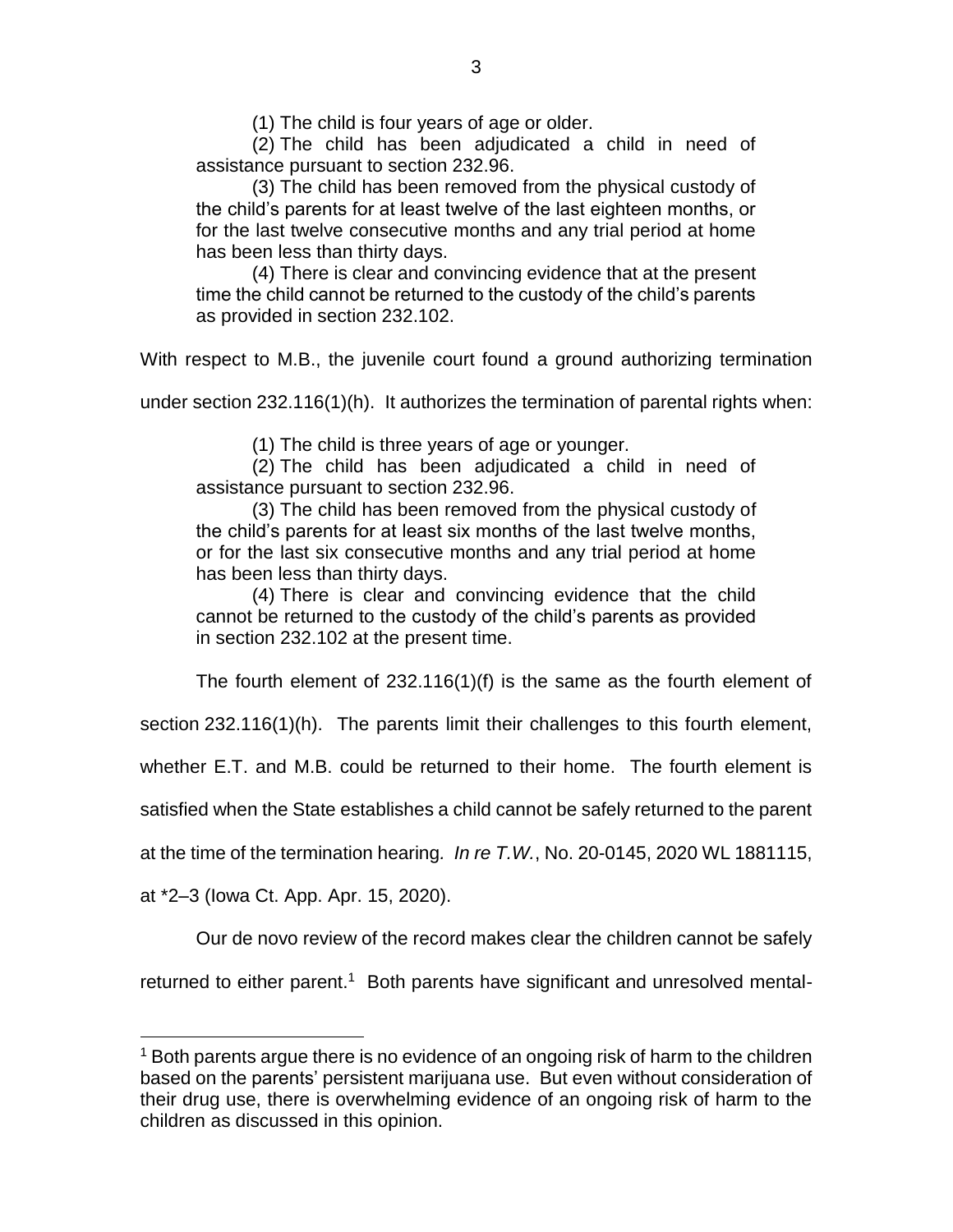(1) The child is four years of age or older.

(2) The child has been adjudicated a child in need of assistance pursuant to section 232.96.

(3) The child has been removed from the physical custody of the child's parents for at least twelve of the last eighteen months, or for the last twelve consecutive months and any trial period at home has been less than thirty days.

(4) There is clear and convincing evidence that at the present time the child cannot be returned to the custody of the child's parents as provided in section 232.102.

With respect to M.B., the juvenile court found a ground authorizing termination under section 232.116(1)(h). It authorizes the termination of parental rights when:

(1) The child is three years of age or younger.

(2) The child has been adjudicated a child in need of assistance pursuant to section 232.96.

(3) The child has been removed from the physical custody of the child's parents for at least six months of the last twelve months, or for the last six consecutive months and any trial period at home has been less than thirty days.

(4) There is clear and convincing evidence that the child cannot be returned to the custody of the child's parents as provided in section 232.102 at the present time.

The fourth element of 232.116(1)(f) is the same as the fourth element of section 232.116(1)(h). The parents limit their challenges to this fourth element, whether E.T. and M.B. could be returned to their home. The fourth element is satisfied when the State establishes a child cannot be safely returned to the parent at the time of the termination hearing. *In re T.W.*, No. 20-0145, 2020 WL 1881115, at *2–3 (Iowa Ct. App. Apr. 15, 2020).

Our de novo review of the record makes clear the children cannot be safely returned to either parent.[1] Both parents have significant and unresolved mental-

[1] Both parents argue there is no evidence of an ongoing risk of harm to the children based on the parents' persistent marijuana use. But even without consideration of their drug use, there is overwhelming evidence of an ongoing risk of harm to the children as discussed in this opinion.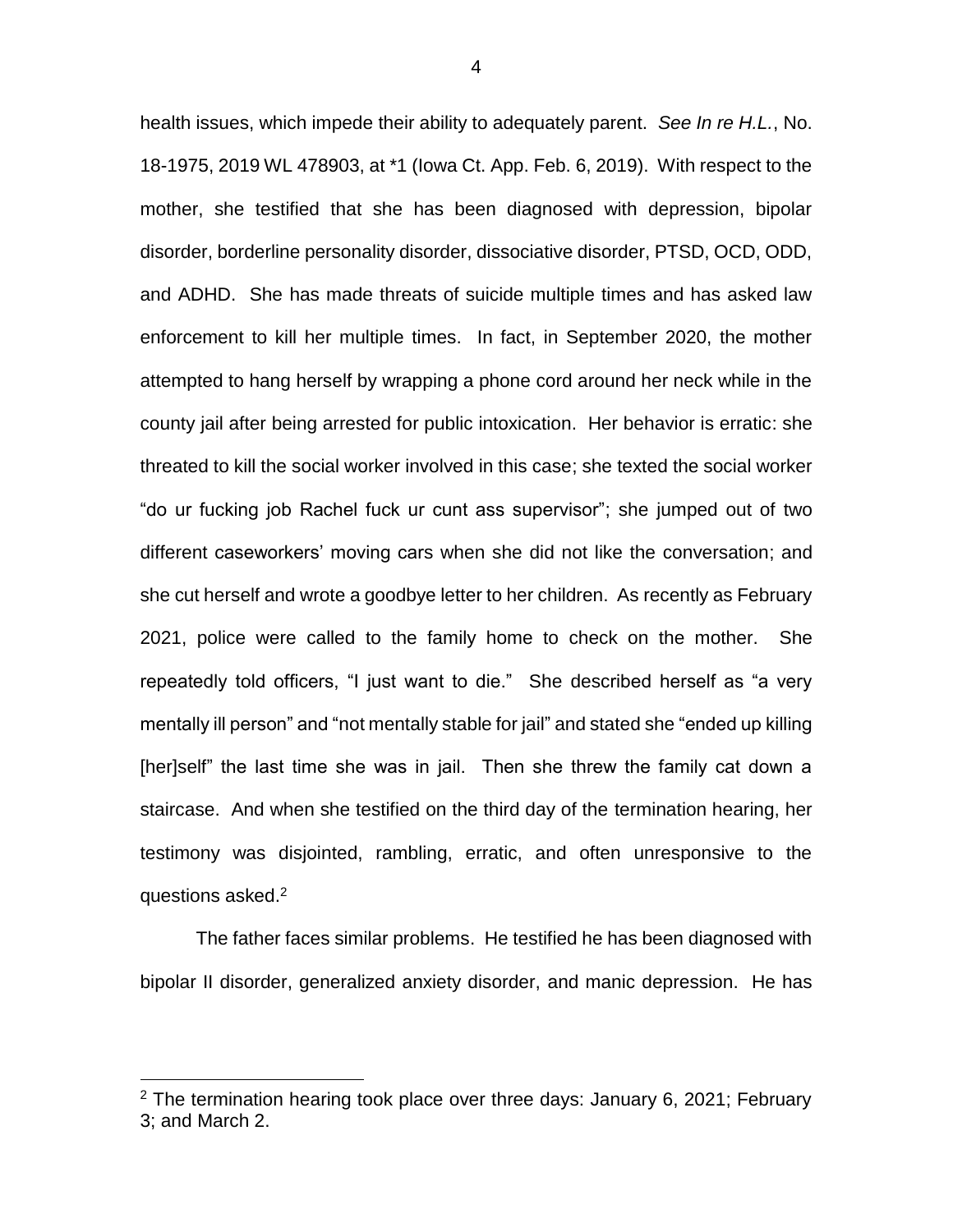health issues, which impede their ability to adequately parent. *See In re H.L.*, No. 18-1975, 2019 WL 478903, at *1 (Iowa Ct. App. Feb. 6, 2019). With respect to the mother, she testified that she has been diagnosed with depression, bipolar disorder, borderline personality disorder, dissociative disorder, PTSD, OCD, ODD, and ADHD. She has made threats of suicide multiple times and has asked law enforcement to kill her multiple times. In fact, in September 2020, the mother attempted to hang herself by wrapping a phone cord around her neck while in the county jail after being arrested for public intoxication. Her behavior is erratic: she threated to kill the social worker involved in this case; she texted the social worker "do ur fucking job Rachel fuck ur cunt ass supervisor"; she jumped out of two different caseworkers' moving cars when she did not like the conversation; and she cut herself and wrote a goodbye letter to her children. As recently as February 2021, police were called to the family home to check on the mother. She repeatedly told officers, "I just want to die." She described herself as "a very mentally ill person" and "not mentally stable for jail" and stated she "ended up killing [her]self" the last time she was in jail. Then she threw the family cat down a staircase. And when she testified on the third day of the termination hearing, her testimony was disjointed, rambling, erratic, and often unresponsive to the questions asked.[2]

The father faces similar problems. He testified he has been diagnosed with bipolar II disorder, generalized anxiety disorder, and manic depression. He has

[2] The termination hearing took place over three days: January 6, 2021; February 3; and March 2.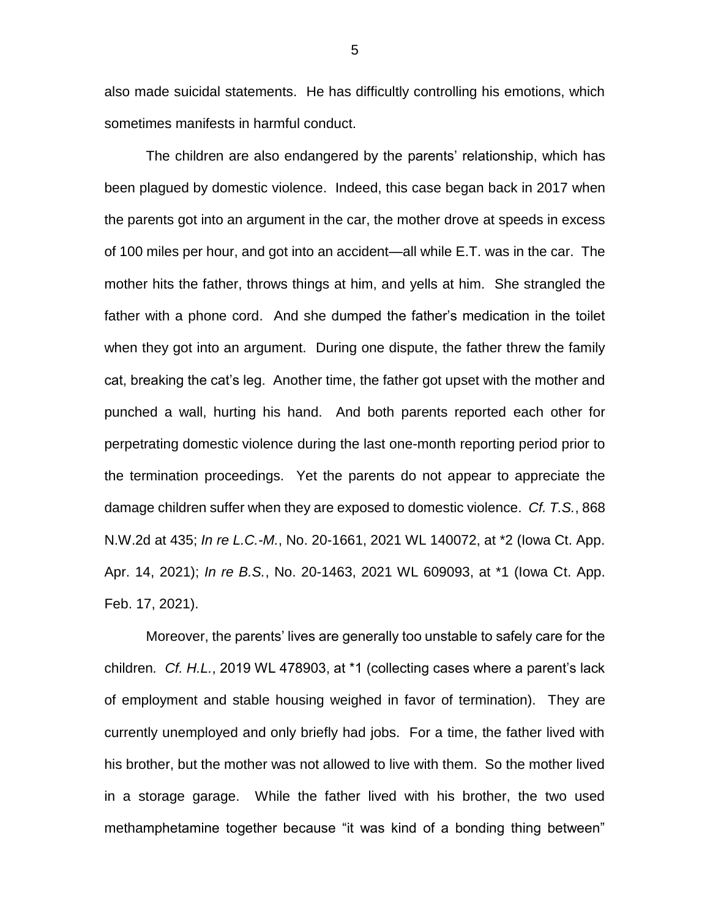also made suicidal statements. He has difficultly controlling his emotions, which sometimes manifests in harmful conduct.

The children are also endangered by the parents' relationship, which has been plagued by domestic violence. Indeed, this case began back in 2017 when the parents got into an argument in the car, the mother drove at speeds in excess of 100 miles per hour, and got into an accident—all while E.T. was in the car. The mother hits the father, throws things at him, and yells at him. She strangled the father with a phone cord. And she dumped the father's medication in the toilet when they got into an argument. During one dispute, the father threw the family cat, breaking the cat's leg. Another time, the father got upset with the mother and punched a wall, hurting his hand. And both parents reported each other for perpetrating domestic violence during the last one-month reporting period prior to the termination proceedings. Yet the parents do not appear to appreciate the damage children suffer when they are exposed to domestic violence. *Cf. T.S.*, 868 N.W.2d at 435; *In re L.C.-M.*, No. 20-1661, 2021 WL 140072, at *2 (Iowa Ct. App. Apr. 14, 2021); *In re B.S.*, No. 20-1463, 2021 WL 609093, at *1 (Iowa Ct. App. Feb. 17, 2021).

Moreover, the parents' lives are generally too unstable to safely care for the children. *Cf. H.L.*, 2019 WL 478903, at *1 (collecting cases where a parent's lack of employment and stable housing weighed in favor of termination). They are currently unemployed and only briefly had jobs. For a time, the father lived with his brother, but the mother was not allowed to live with them. So the mother lived in a storage garage. While the father lived with his brother, the two used methamphetamine together because "it was kind of a bonding thing between"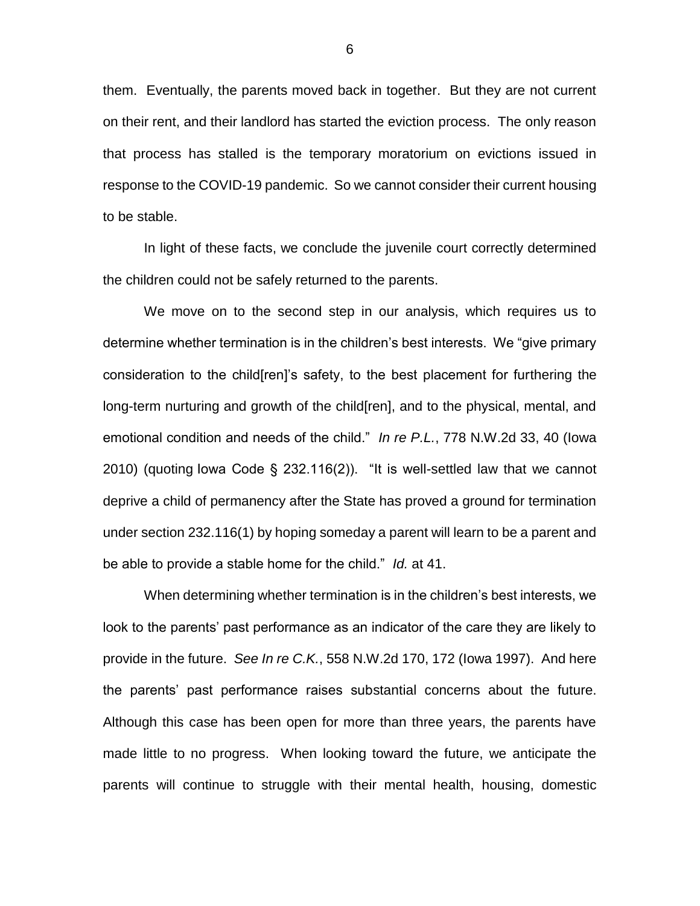them. Eventually, the parents moved back in together. But they are not current on their rent, and their landlord has started the eviction process. The only reason that process has stalled is the temporary moratorium on evictions issued in response to the COVID-19 pandemic. So we cannot consider their current housing to be stable.

In light of these facts, we conclude the juvenile court correctly determined the children could not be safely returned to the parents.

We move on to the second step in our analysis, which requires us to determine whether termination is in the children's best interests. We "give primary consideration to the child[ren]'s safety, to the best placement for furthering the long-term nurturing and growth of the child[ren], and to the physical, mental, and emotional condition and needs of the child." *In re P.L.*, 778 N.W.2d 33, 40 (Iowa 2010) (quoting Iowa Code § 232.116(2)). "It is well-settled law that we cannot deprive a child of permanency after the State has proved a ground for termination under section 232.116(1) by hoping someday a parent will learn to be a parent and be able to provide a stable home for the child." *Id.* at 41.

When determining whether termination is in the children's best interests, we look to the parents' past performance as an indicator of the care they are likely to provide in the future. *See In re C.K.*, 558 N.W.2d 170, 172 (Iowa 1997). And here the parents' past performance raises substantial concerns about the future. Although this case has been open for more than three years, the parents have made little to no progress. When looking toward the future, we anticipate the parents will continue to struggle with their mental health, housing, domestic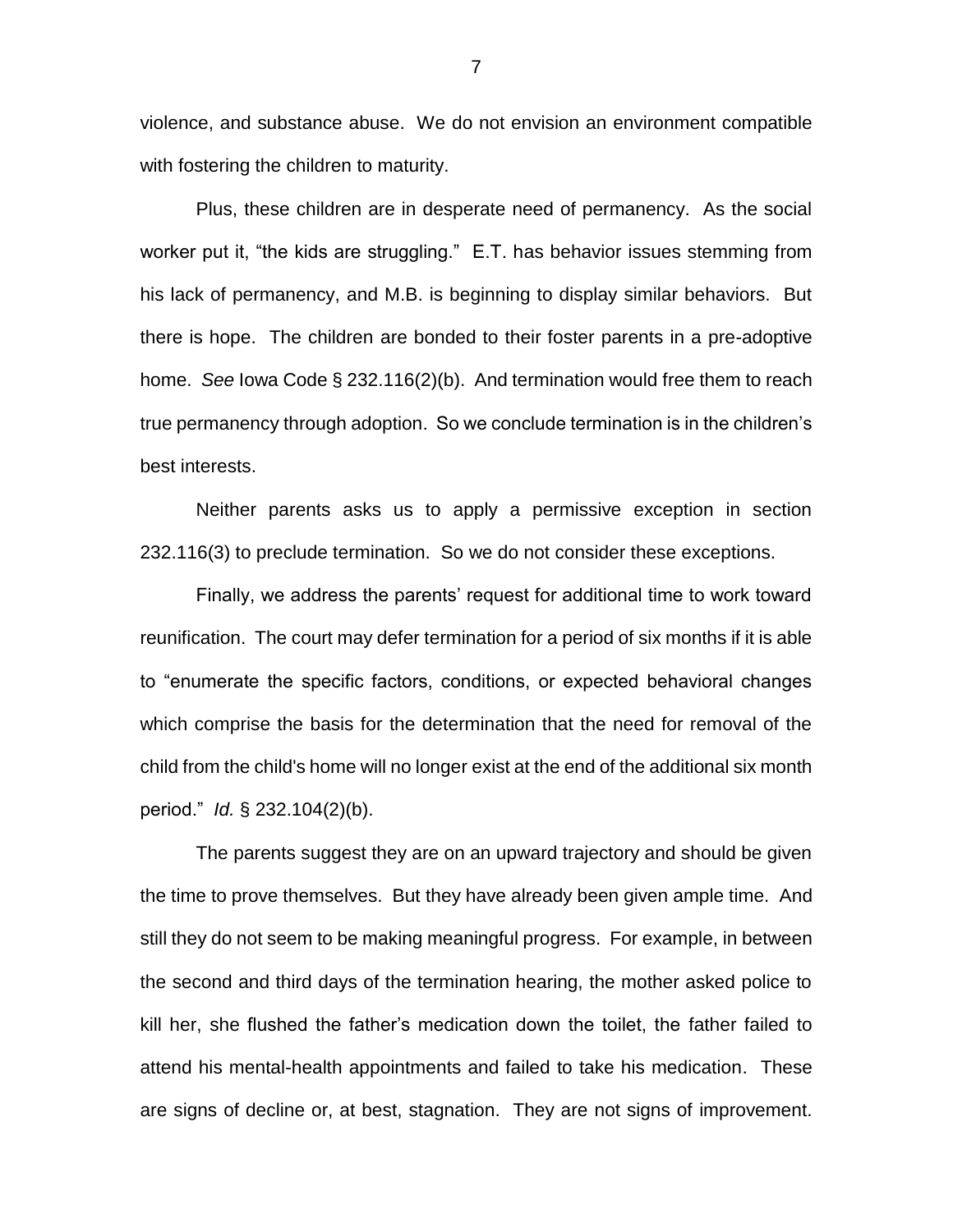violence, and substance abuse. We do not envision an environment compatible with fostering the children to maturity.

Plus, these children are in desperate need of permanency. As the social worker put it, "the kids are struggling." E.T. has behavior issues stemming from his lack of permanency, and M.B. is beginning to display similar behaviors. But there is hope. The children are bonded to their foster parents in a pre-adoptive home. *See* Iowa Code § 232.116(2)(b). And termination would free them to reach true permanency through adoption. So we conclude termination is in the children's best interests.

Neither parents asks us to apply a permissive exception in section 232.116(3) to preclude termination. So we do not consider these exceptions.

Finally, we address the parents' request for additional time to work toward reunification. The court may defer termination for a period of six months if it is able to "enumerate the specific factors, conditions, or expected behavioral changes which comprise the basis for the determination that the need for removal of the child from the child's home will no longer exist at the end of the additional six month period." *Id.* § 232.104(2)(b).

The parents suggest they are on an upward trajectory and should be given the time to prove themselves. But they have already been given ample time. And still they do not seem to be making meaningful progress. For example, in between the second and third days of the termination hearing, the mother asked police to kill her, she flushed the father's medication down the toilet, the father failed to attend his mental-health appointments and failed to take his medication. These are signs of decline or, at best, stagnation. They are not signs of improvement.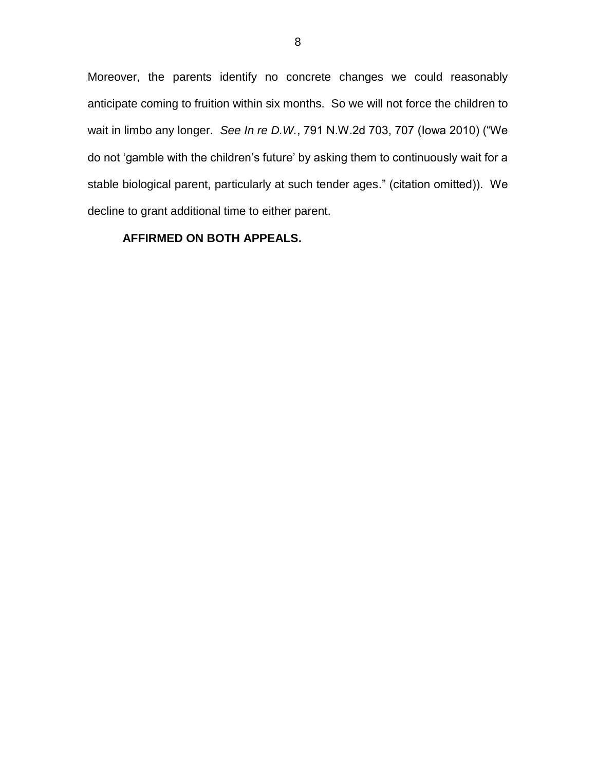Moreover, the parents identify no concrete changes we could reasonably anticipate coming to fruition within six months. So we will not force the children to wait in limbo any longer. *See In re D.W.*, 791 N.W.2d 703, 707 (Iowa 2010) ("We do not 'gamble with the children's future' by asking them to continuously wait for a stable biological parent, particularly at such tender ages." (citation omitted)). We decline to grant additional time to either parent.

**AFFIRMED ON BOTH APPEALS.**